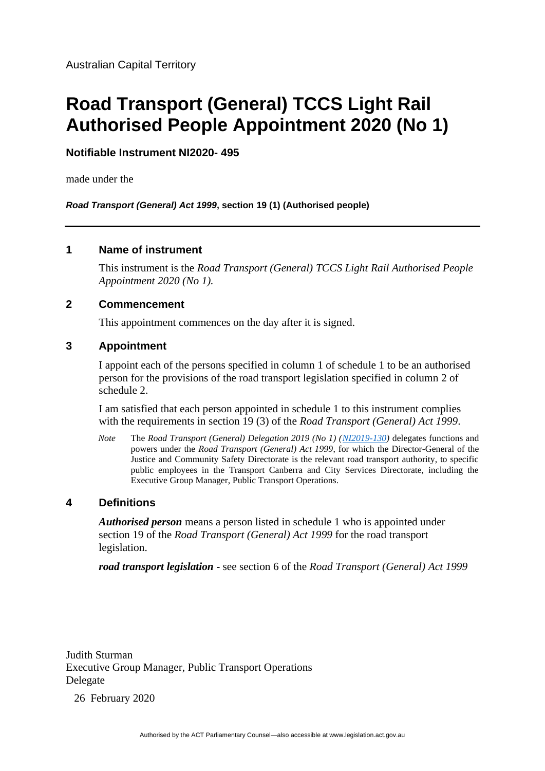Australian Capital Territory

# Road Transport (General) TCCS Light Rail Authorised People Appointment 2020 (No 1)

**Notifiable Instrument NI2020- 495**

made under the

***Road Transport (General) Act 1999*, section 19 (1) (Authorised people)**

---

## 1 Name of instrument

This instrument is the *Road Transport (General) TCCS Light Rail Authorised People Appointment 2020 (No 1).*

## 2 Commencement

This appointment commences on the day after it is signed.

## 3 Appointment

I appoint each of the persons specified in column 1 of schedule 1 to be an authorised person for the provisions of the road transport legislation specified in column 2 of schedule 2.

I am satisfied that each person appointed in schedule 1 to this instrument complies with the requirements in section 19 (3) of the *Road Transport (General) Act 1999*.

*Note* The *Road Transport (General) Delegation 2019 (No 1) (NI2019-130)* delegates functions and powers under the *Road Transport (General) Act 1999*, for which the Director-General of the Justice and Community Safety Directorate is the relevant road transport authority, to specific public employees in the Transport Canberra and City Services Directorate, including the Executive Group Manager, Public Transport Operations.

## 4 Definitions

***Authorised person*** means a person listed in schedule 1 who is appointed under section 19 of the *Road Transport (General) Act 1999* for the road transport legislation.

***road transport legislation*** - see section 6 of the *Road Transport (General) Act 1999*

Judith Sturman
Executive Group Manager, Public Transport Operations
Delegate

26 February 2020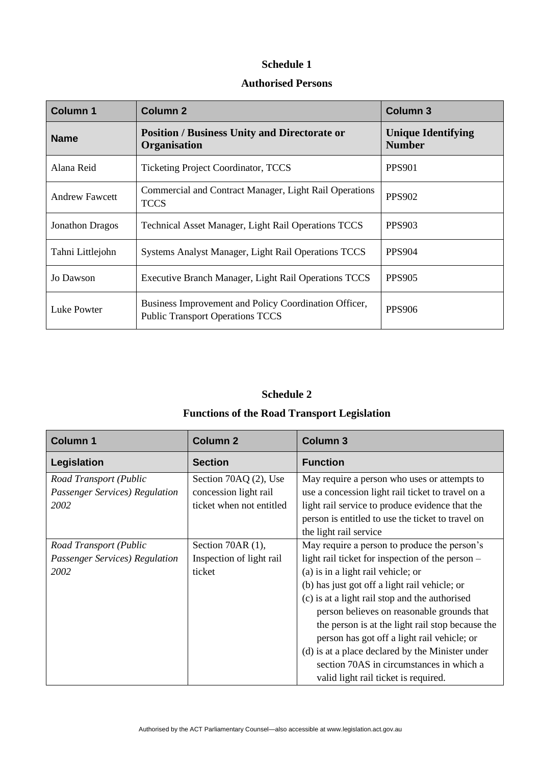**Schedule 1**

**Authorised Persons**

| Column 1 | Column 2 | Column 3 |
|---|---|---|
| **Name** | **Position / Business Unity and Directorate or Organisation** | **Unique Identifying Number** |
| Alana Reid | Ticketing Project Coordinator, TCCS | PPS901 |
| Andrew Fawcett | Commercial and Contract Manager, Light Rail Operations TCCS | PPS902 |
| Jonathon Dragos | Technical Asset Manager, Light Rail Operations TCCS | PPS903 |
| Tahni Littlejohn | Systems Analyst Manager, Light Rail Operations TCCS | PPS904 |
| Jo Dawson | Executive Branch Manager, Light Rail Operations TCCS | PPS905 |
| Luke Powter | Business Improvement and Policy Coordination Officer, Public Transport Operations TCCS | PPS906 |

**Schedule 2**

**Functions of the Road Transport Legislation**

| Column 1 | Column 2 | Column 3 |
|---|---|---|
| **Legislation** | **Section** | **Function** |
| *Road Transport (Public Passenger Services) Regulation 2002* | Section 70AQ (2), Use concession light rail ticket when not entitled | May require a person who uses or attempts to use a concession light rail ticket to travel on a light rail service to produce evidence that the person is entitled to use the ticket to travel on the light rail service |
| *Road Transport (Public Passenger Services) Regulation 2002* | Section 70AR (1), Inspection of light rail ticket | May require a person to produce the person's light rail ticket for inspection of the person – (a) is in a light rail vehicle; or (b) has just got off a light rail vehicle; or (c) is at a light rail stop and the authorised person believes on reasonable grounds that the person is at the light rail stop because the person has got off a light rail vehicle; or (d) is at a place declared by the Minister under section 70AS in circumstances in which a valid light rail ticket is required. |